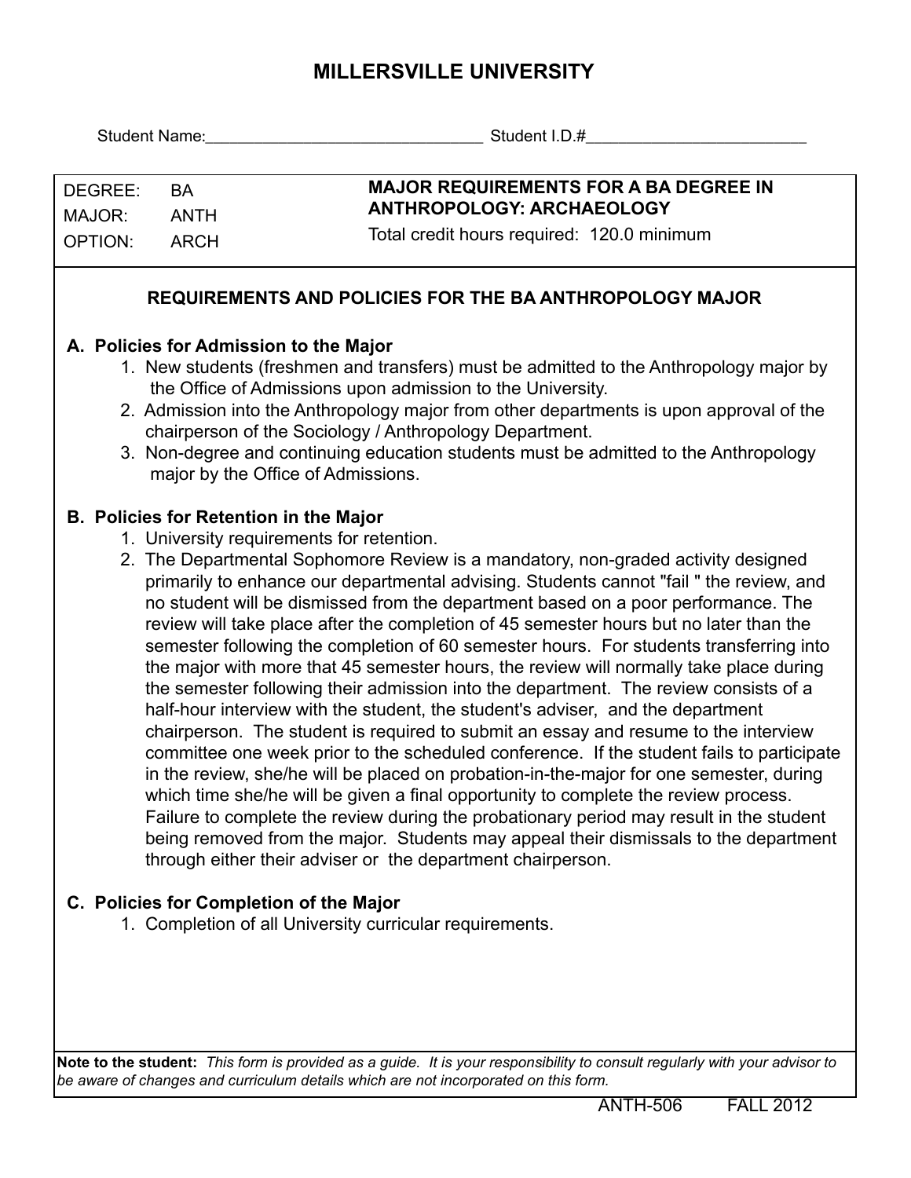# MILLERSVILLE UNIVERSITY

Student Name:_______________________________ Student I.D.#_________________________

| DEGREE: | BA | **MAJOR REQUIREMENTS FOR A BA DEGREE IN ANTHROPOLOGY: ARCHAEOLOGY** |
|---|---|---|
| MAJOR: | ANTH | Total credit hours required: 120.0 minimum |
| OPTION: | ARCH | |

## REQUIREMENTS AND POLICIES FOR THE BA ANTHROPOLOGY MAJOR

### A. Policies for Admission to the Major

1. New students (freshmen and transfers) must be admitted to the Anthropology major by the Office of Admissions upon admission to the University.
2. Admission into the Anthropology major from other departments is upon approval of the chairperson of the Sociology / Anthropology Department.
3. Non-degree and continuing education students must be admitted to the Anthropology major by the Office of Admissions.

### B. Policies for Retention in the Major

1. University requirements for retention.
2. The Departmental Sophomore Review is a mandatory, non-graded activity designed primarily to enhance our departmental advising. Students cannot "fail " the review, and no student will be dismissed from the department based on a poor performance. The review will take place after the completion of 45 semester hours but no later than the semester following the completion of 60 semester hours. For students transferring into the major with more that 45 semester hours, the review will normally take place during the semester following their admission into the department. The review consists of a half-hour interview with the student, the student's adviser, and the department chairperson. The student is required to submit an essay and resume to the interview committee one week prior to the scheduled conference. If the student fails to participate in the review, she/he will be placed on probation-in-the-major for one semester, during which time she/he will be given a final opportunity to complete the review process. Failure to complete the review during the probationary period may result in the student being removed from the major. Students may appeal their dismissals to the department through either their adviser or the department chairperson.

### C. Policies for Completion of the Major

1. Completion of all University curricular requirements.

**Note to the student:** *This form is provided as a guide. It is your responsibility to consult regularly with your advisor to be aware of changes and curriculum details which are not incorporated on this form.*

ANTH-506 FALL 2012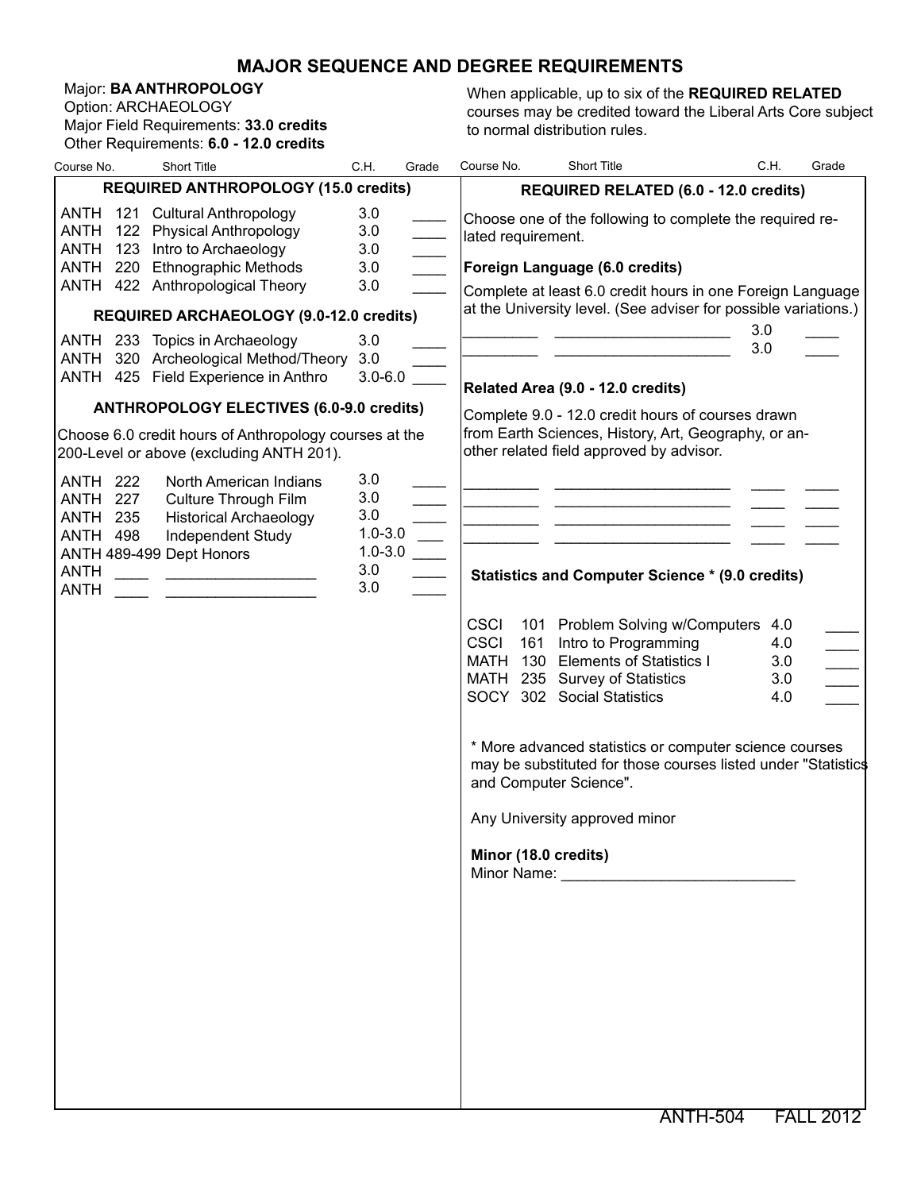# MAJOR SEQUENCE AND DEGREE REQUIREMENTS

Major: **BA ANTHROPOLOGY**
Option: ARCHAEOLOGY
Major Field Requirements: **33.0 credits**
Other Requirements: **6.0 - 12.0 credits**

When applicable, up to six of the **REQUIRED RELATED** courses may be credited toward the Liberal Arts Core subject to normal distribution rules.

### REQUIRED ANTHROPOLOGY (15.0 credits)

| Course No. | | Short Title | C.H. | Grade |
|---|---|---|---|---|
| ANTH | 121 | Cultural Anthropology | 3.0 | ____ |
| ANTH | 122 | Physical Anthropology | 3.0 | ____ |
| ANTH | 123 | Intro to Archaeology | 3.0 | ____ |
| ANTH | 220 | Ethnographic Methods | 3.0 | ____ |
| ANTH | 422 | Anthropological Theory | 3.0 | ____ |

### REQUIRED ARCHAEOLOGY (9.0-12.0 credits)

| Course No. | | Short Title | C.H. | Grade |
|---|---|---|---|---|
| ANTH | 233 | Topics in Archaeology | 3.0 | ____ |
| ANTH | 320 | Archeological Method/Theory | 3.0 | ____ |
| ANTH | 425 | Field Experience in Anthro | 3.0-6.0 | ____ |

### ANTHROPOLOGY ELECTIVES (6.0-9.0 credits)

Choose 6.0 credit hours of Anthropology courses at the 200-Level or above (excluding ANTH 201).

| Course No. | | Short Title | C.H. | Grade |
|---|---|---|---|---|
| ANTH | 222 | North American Indians | 3.0 | ____ |
| ANTH | 227 | Culture Through Film | 3.0 | ____ |
| ANTH | 235 | Historical Archaeology | 3.0 | ____ |
| ANTH | 498 | Independent Study | 1.0-3.0 | ____ |
| ANTH | 489-499 | Dept Honors | 1.0-3.0 | ____ |
| ANTH | ____ | __________________ | 3.0 | ____ |
| ANTH | ____ | __________________ | 3.0 | ____ |

### REQUIRED RELATED (6.0 - 12.0 credits)

Choose one of the following to complete the required related requirement.

**Foreign Language (6.0 credits)**

Complete at least 6.0 credit hours in one Foreign Language at the University level. (See adviser for possible variations.)

| Course No. | Short Title | C.H. | Grade |
|---|---|---|---|
| _________ | _____________________ | 3.0 | ____ |
| _________ | _____________________ | 3.0 | ____ |

**Related Area (9.0 - 12.0 credits)**

Complete 9.0 - 12.0 credit hours of courses drawn from Earth Sciences, History, Art, Geography, or another related field approved by advisor.

| Course No. | Short Title | C.H. | Grade |
|---|---|---|---|
| _________ | _____________________ | ____ | ____ |
| _________ | _____________________ | ____ | ____ |
| _________ | _____________________ | ____ | ____ |
| _________ | _____________________ | ____ | ____ |

**Statistics and Computer Science * (9.0 credits)**

| Course No. | | Short Title | C.H. | Grade |
|---|---|---|---|---|
| CSCI | 101 | Problem Solving w/Computers | 4.0 | ____ |
| CSCI | 161 | Intro to Programming | 4.0 | ____ |
| MATH | 130 | Elements of Statistics I | 3.0 | ____ |
| MATH | 235 | Survey of Statistics | 3.0 | ____ |
| SOCY | 302 | Social Statistics | 4.0 | ____ |

* More advanced statistics or computer science courses may be substituted for those courses listed under "Statistics and Computer Science".

Any University approved minor

**Minor (18.0 credits)**
Minor Name: ____________________________

ANTH-504 FALL 2012